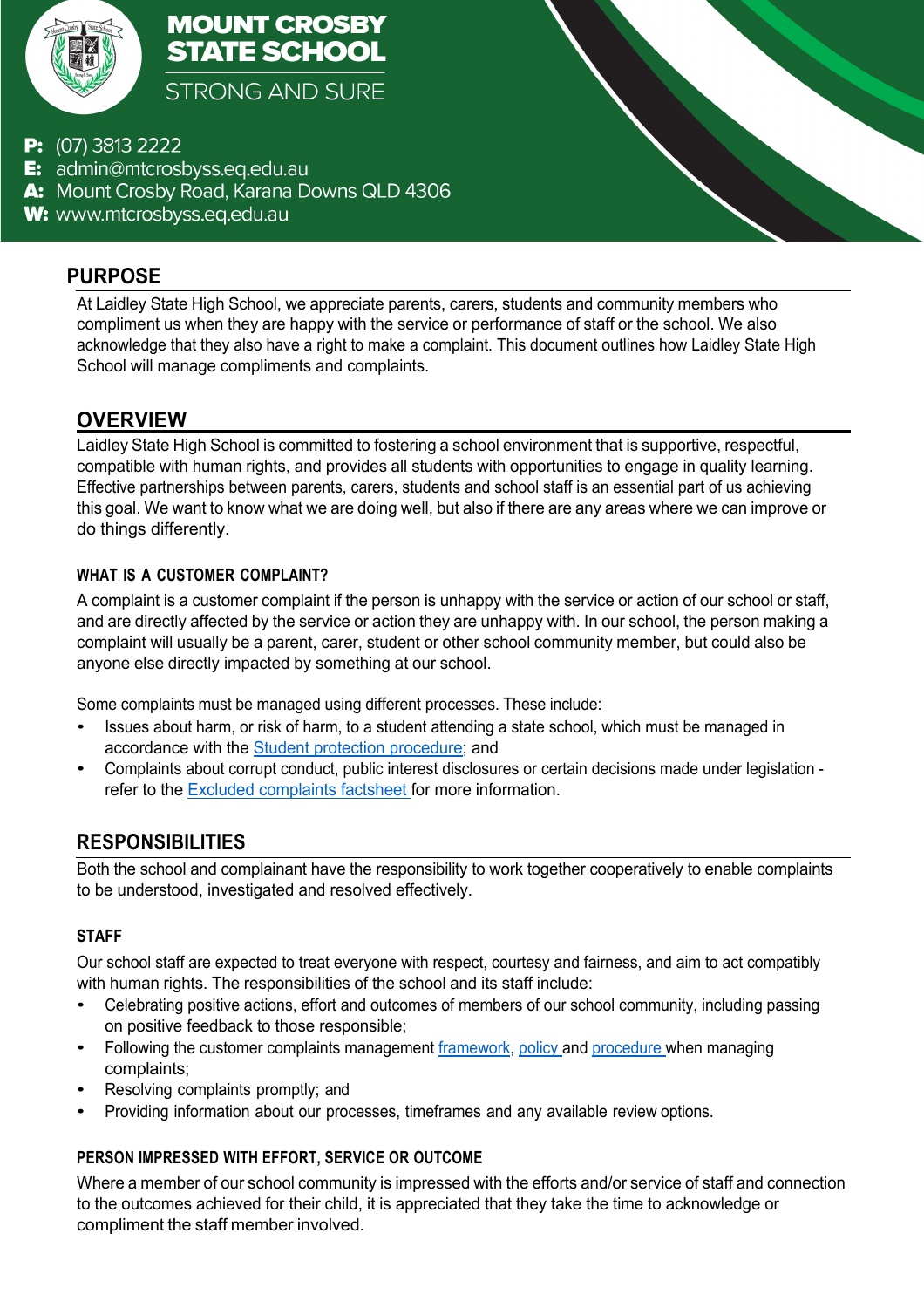# MOUNT CROSBY STATE SCHOOL

STRONG AND SURE

**P:** (07) 3813 2222
**E:** admin@mtcrosbyss.eq.edu.au
**A:** Mount Crosby Road, Karana Downs QLD 4306
**W:** www.mtcrosbyss.eq.edu.au

## PURPOSE

At Laidley State High School, we appreciate parents, carers, students and community members who compliment us when they are happy with the service or performance of staff or the school. We also acknowledge that they also have a right to make a complaint. This document outlines how Laidley State High School will manage compliments and complaints.

## OVERVIEW

Laidley State High School is committed to fostering a school environment that is supportive, respectful, compatible with human rights, and provides all students with opportunities to engage in quality learning. Effective partnerships between parents, carers, students and school staff is an essential part of us achieving this goal. We want to know what we are doing well, but also if there are any areas where we can improve or do things differently.

### WHAT IS A CUSTOMER COMPLAINT?

A complaint is a customer complaint if the person is unhappy with the service or action of our school or staff, and are directly affected by the service or action they are unhappy with. In our school, the person making a complaint will usually be a parent, carer, student or other school community member, but could also be anyone else directly impacted by something at our school.

Some complaints must be managed using different processes. These include:

- Issues about harm, or risk of harm, to a student attending a state school, which must be managed in accordance with the Student protection procedure; and
- Complaints about corrupt conduct, public interest disclosures or certain decisions made under legislation - refer to the Excluded complaints factsheet for more information.

## RESPONSIBILITIES

Both the school and complainant have the responsibility to work together cooperatively to enable complaints to be understood, investigated and resolved effectively.

### STAFF

Our school staff are expected to treat everyone with respect, courtesy and fairness, and aim to act compatibly with human rights. The responsibilities of the school and its staff include:

- Celebrating positive actions, effort and outcomes of members of our school community, including passing on positive feedback to those responsible;
- Following the customer complaints management framework, policy and procedure when managing complaints;
- Resolving complaints promptly; and
- Providing information about our processes, timeframes and any available review options.

### PERSON IMPRESSED WITH EFFORT, SERVICE OR OUTCOME

Where a member of our school community is impressed with the efforts and/or service of staff and connection to the outcomes achieved for their child, it is appreciated that they take the time to acknowledge or compliment the staff member involved.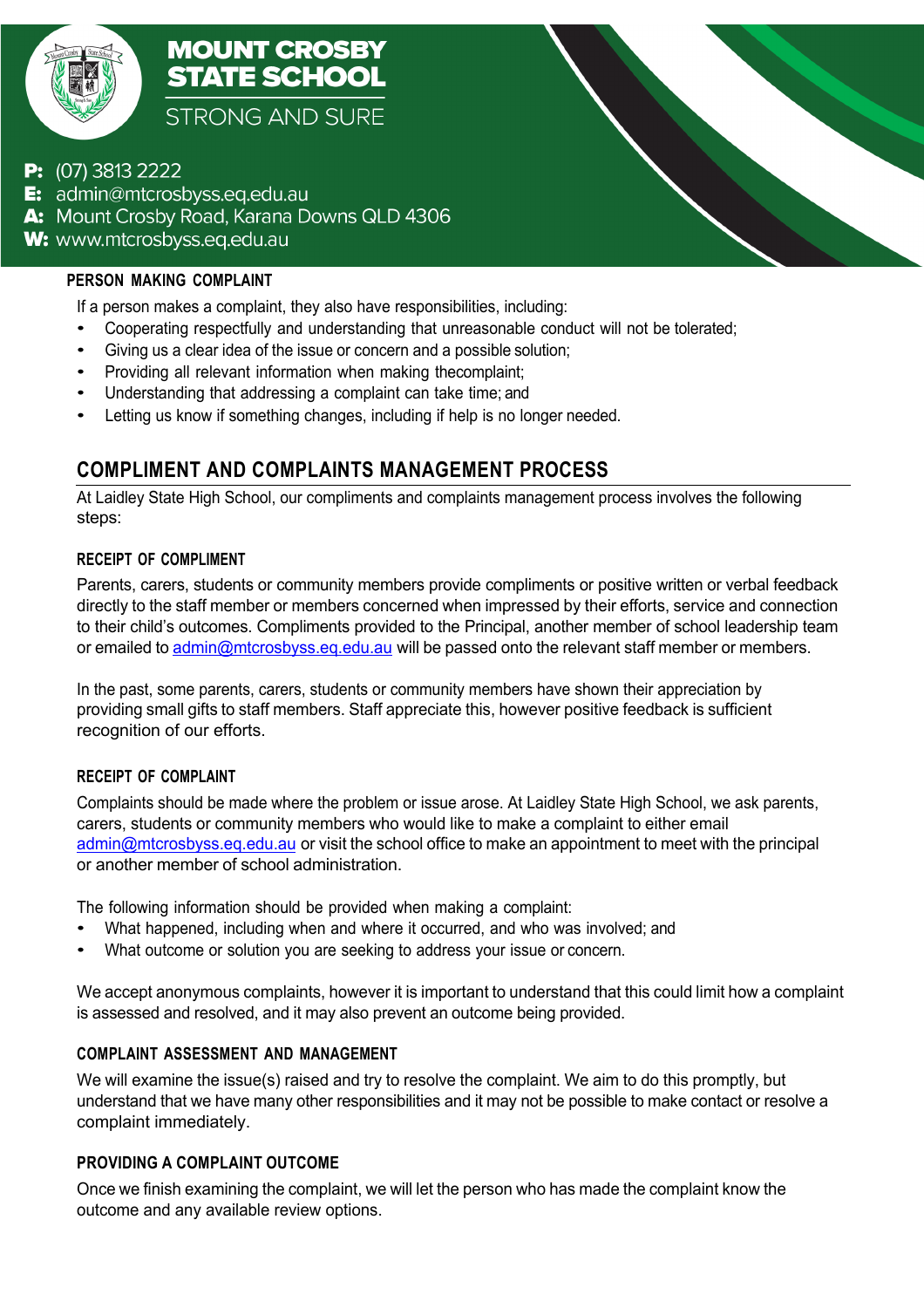# MOUNT CROSBY STATE SCHOOL

STRONG AND SURE

**P:** (07) 3813 2222
**E:** admin@mtcrosbyss.eq.edu.au
**A:** Mount Crosby Road, Karana Downs QLD 4306
**W:** www.mtcrosbyss.eq.edu.au

### PERSON MAKING COMPLAINT

If a person makes a complaint, they also have responsibilities, including:

- Cooperating respectfully and understanding that unreasonable conduct will not be tolerated;
- Giving us a clear idea of the issue or concern and a possible solution;
- Providing all relevant information when making thecomplaint;
- Understanding that addressing a complaint can take time; and
- Letting us know if something changes, including if help is no longer needed.

## COMPLIMENT AND COMPLAINTS MANAGEMENT PROCESS

At Laidley State High School, our compliments and complaints management process involves the following steps:

### RECEIPT OF COMPLIMENT

Parents, carers, students or community members provide compliments or positive written or verbal feedback directly to the staff member or members concerned when impressed by their efforts, service and connection to their child's outcomes. Compliments provided to the Principal, another member of school leadership team or emailed to admin@mtcrosbyss.eq.edu.au will be passed onto the relevant staff member or members.

In the past, some parents, carers, students or community members have shown their appreciation by providing small gifts to staff members. Staff appreciate this, however positive feedback is sufficient recognition of our efforts.

### RECEIPT OF COMPLAINT

Complaints should be made where the problem or issue arose. At Laidley State High School, we ask parents, carers, students or community members who would like to make a complaint to either email admin@mtcrosbyss.eq.edu.au or visit the school office to make an appointment to meet with the principal or another member of school administration.

The following information should be provided when making a complaint:

- What happened, including when and where it occurred, and who was involved; and
- What outcome or solution you are seeking to address your issue or concern.

We accept anonymous complaints, however it is important to understand that this could limit how a complaint is assessed and resolved, and it may also prevent an outcome being provided.

### COMPLAINT ASSESSMENT AND MANAGEMENT

We will examine the issue(s) raised and try to resolve the complaint. We aim to do this promptly, but understand that we have many other responsibilities and it may not be possible to make contact or resolve a complaint immediately.

### PROVIDING A COMPLAINT OUTCOME

Once we finish examining the complaint, we will let the person who has made the complaint know the outcome and any available review options.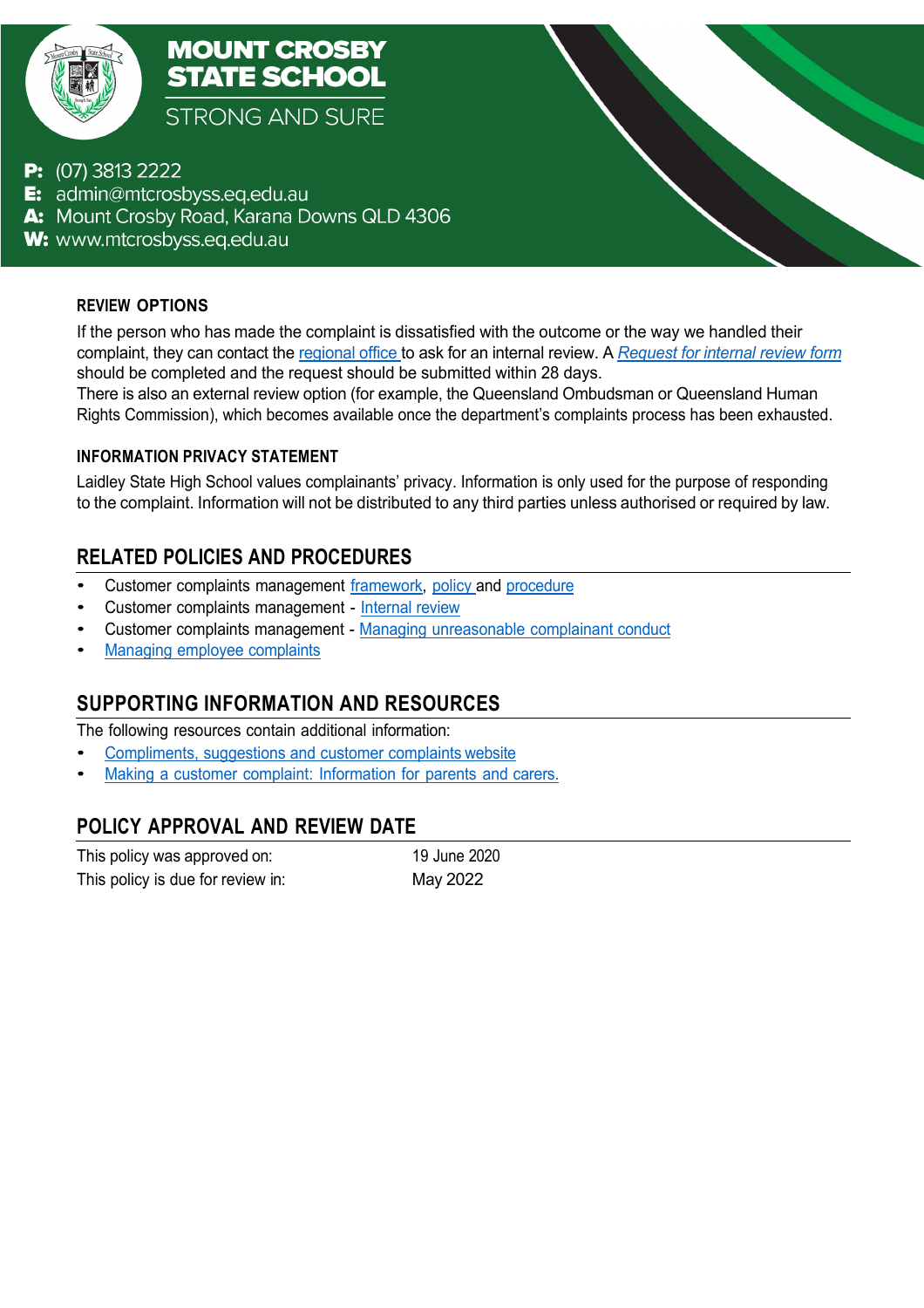# MOUNT CROSBY STATE SCHOOL

STRONG AND SURE

**P:** (07) 3813 2222
**E:** admin@mtcrosbyss.eq.edu.au
**A:** Mount Crosby Road, Karana Downs QLD 4306
**W:** www.mtcrosbyss.eq.edu.au

### REVIEW OPTIONS

If the person who has made the complaint is dissatisfied with the outcome or the way we handled their complaint, they can contact the regional office to ask for an internal review. A *Request for internal review form* should be completed and the request should be submitted within 28 days.
There is also an external review option (for example, the Queensland Ombudsman or Queensland Human Rights Commission), which becomes available once the department's complaints process has been exhausted.

### INFORMATION PRIVACY STATEMENT

Laidley State High School values complainants' privacy. Information is only used for the purpose of responding to the complaint. Information will not be distributed to any third parties unless authorised or required by law.

## RELATED POLICIES AND PROCEDURES

- Customer complaints management framework, policy and procedure
- Customer complaints management - Internal review
- Customer complaints management - Managing unreasonable complainant conduct
- Managing employee complaints

## SUPPORTING INFORMATION AND RESOURCES

The following resources contain additional information:

- Compliments, suggestions and customer complaints website
- Making a customer complaint: Information for parents and carers.

## POLICY APPROVAL AND REVIEW DATE

| | |
|---|---|
| This policy was approved on: | 19 June 2020 |
| This policy is due for review in: | May 2022 |